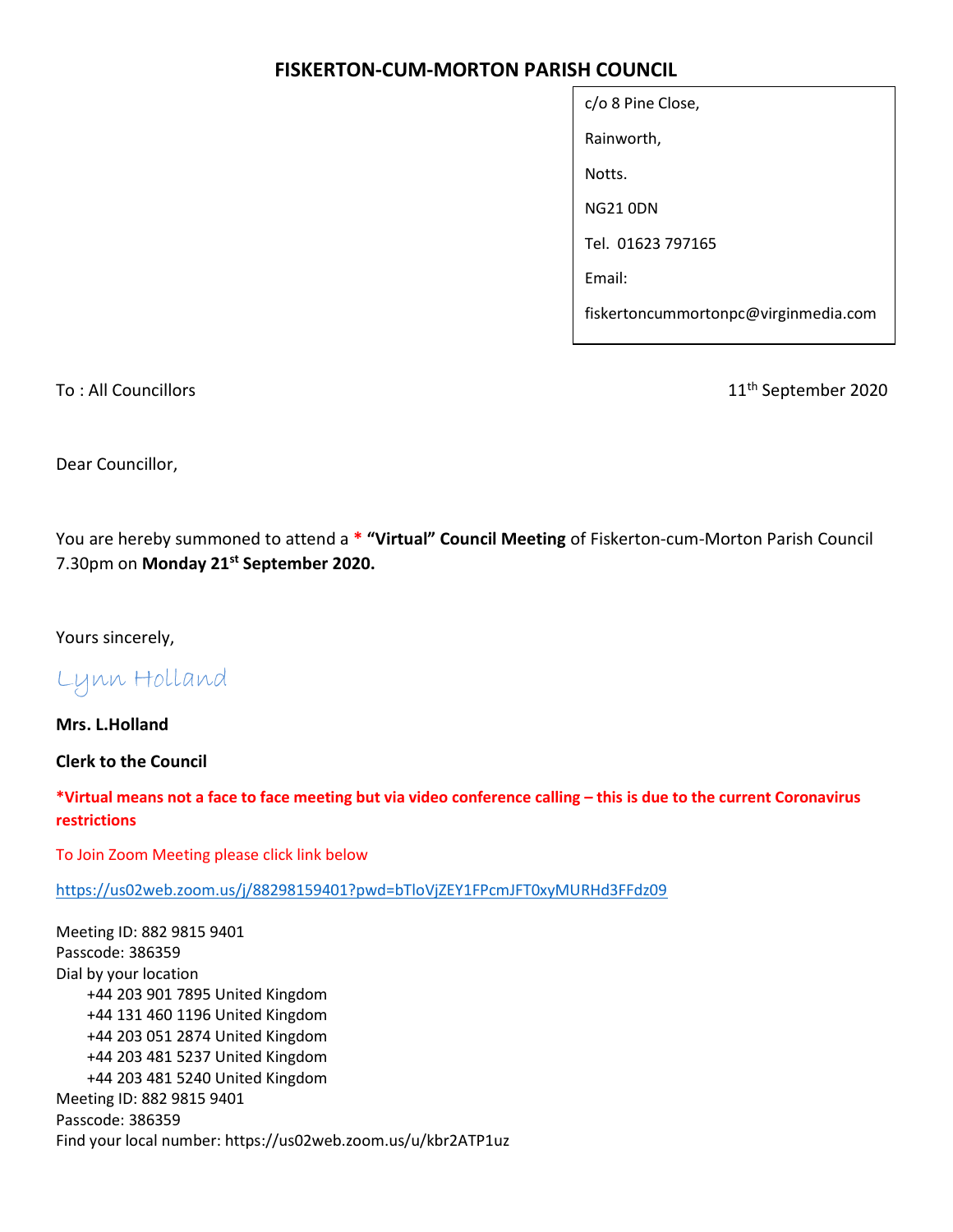# FISKERTON-CUM-MORTON PARISH COUNCIL

c/o 8 Pine Close,

Rainworth,

Notts.

NG21 0DN

Tel. 01623 797165

Email:

fiskertoncummortonpc@virginmedia.com

To : All Councillors

11th September 2020

Dear Councillor,

You are hereby summoned to attend a * **"Virtual" Council Meeting** of Fiskerton-cum-Morton Parish Council 7.30pm on **Monday 21st September 2020.**

Yours sincerely,

Lynn Holland

**Mrs. L.Holland**

**Clerk to the Council**

***Virtual means not a face to face meeting but via video conference calling – this is due to the current Coronavirus restrictions**

To Join Zoom Meeting please click link below

https://us02web.zoom.us/j/88298159401?pwd=bTloVjZEY1FPcmJFT0xyMURHd3FFdz09

Meeting ID: 882 9815 9401
Passcode: 386359
Dial by your location
- +44 203 901 7895 United Kingdom
- +44 131 460 1196 United Kingdom
- +44 203 051 2874 United Kingdom
- +44 203 481 5237 United Kingdom
- +44 203 481 5240 United Kingdom

Meeting ID: 882 9815 9401
Passcode: 386359
Find your local number: https://us02web.zoom.us/u/kbr2ATP1uz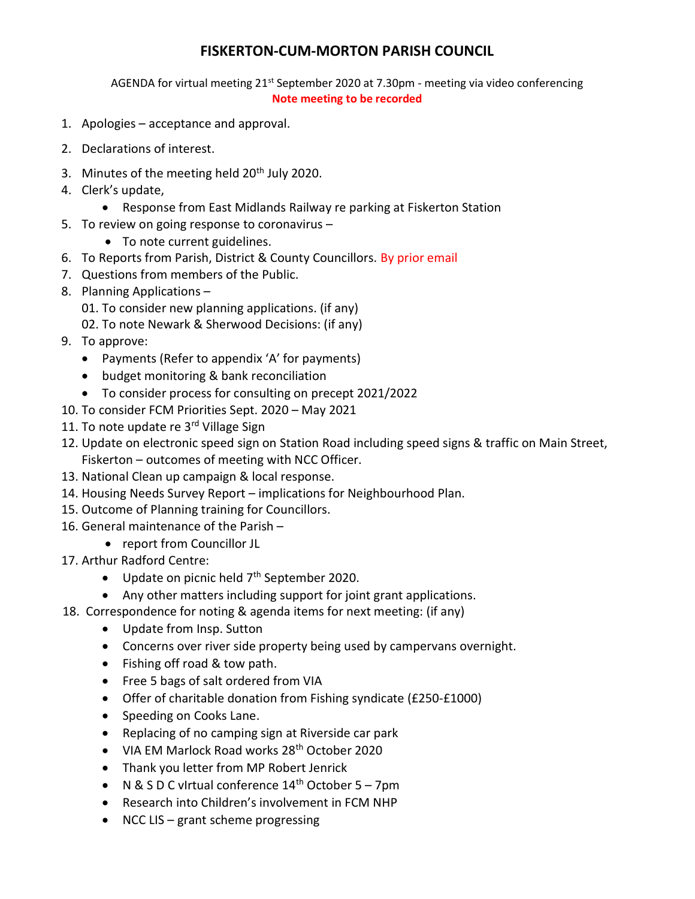# FISKERTON-CUM-MORTON PARISH COUNCIL

AGENDA for virtual meeting 21st September 2020 at 7.30pm - meeting via video conferencing

**Note meeting to be recorded**

1. Apologies – acceptance and approval.
2. Declarations of interest.
3. Minutes of the meeting held 20th July 2020.
4. Clerk's update,
   - Response from East Midlands Railway re parking at Fiskerton Station
5. To review on going response to coronavirus –
   - To note current guidelines.
6. To Reports from Parish, District & County Councillors. By prior email
7. Questions from members of the Public.
8. Planning Applications –
   01. To consider new planning applications. (if any)
   02. To note Newark & Sherwood Decisions: (if any)
9. To approve:
   - Payments (Refer to appendix 'A' for payments)
   - budget monitoring & bank reconciliation
   - To consider process for consulting on precept 2021/2022
10. To consider FCM Priorities Sept. 2020 – May 2021
11. To note update re 3rd Village Sign
12. Update on electronic speed sign on Station Road including speed signs & traffic on Main Street, Fiskerton – outcomes of meeting with NCC Officer.
13. National Clean up campaign & local response.
14. Housing Needs Survey Report – implications for Neighbourhood Plan.
15. Outcome of Planning training for Councillors.
16. General maintenance of the Parish –
    - report from Councillor JL
17. Arthur Radford Centre:
    - Update on picnic held 7th September 2020.
    - Any other matters including support for joint grant applications.
18. Correspondence for noting & agenda items for next meeting: (if any)
    - Update from Insp. Sutton
    - Concerns over river side property being used by campervans overnight.
    - Fishing off road & tow path.
    - Free 5 bags of salt ordered from VIA
    - Offer of charitable donation from Fishing syndicate (£250-£1000)
    - Speeding on Cooks Lane.
    - Replacing of no camping sign at Riverside car park
    - VIA EM Marlock Road works 28th October 2020
    - Thank you letter from MP Robert Jenrick
    - N & S D C vIrtual conference 14th October 5 – 7pm
    - Research into Children's involvement in FCM NHP
    - NCC LIS – grant scheme progressing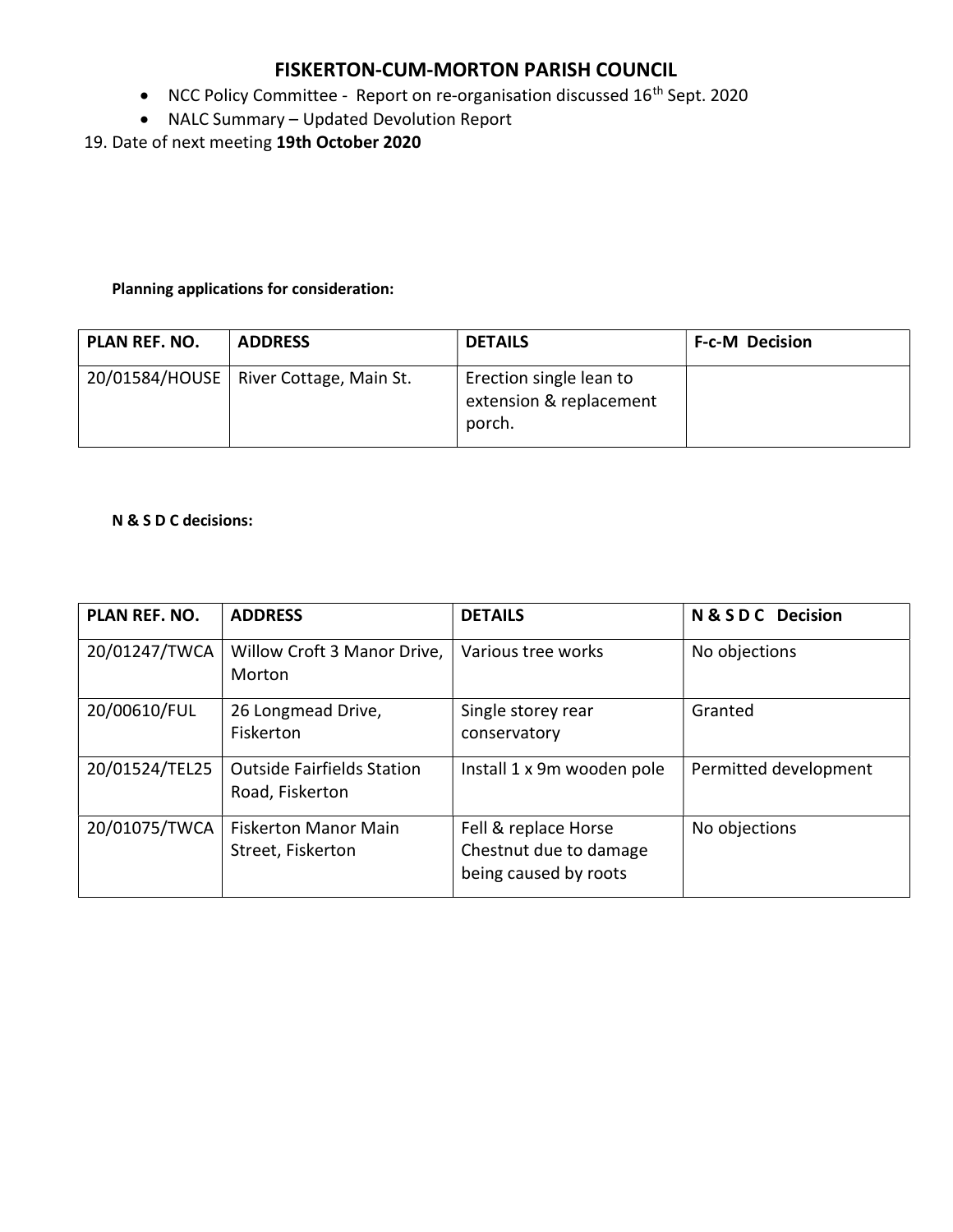# FISKERTON-CUM-MORTON PARISH COUNCIL

- NCC Policy Committee - Report on re-organisation discussed 16th Sept. 2020
- NALC Summary – Updated Devolution Report

19. Date of next meeting **19th October 2020**

**Planning applications for consideration:**

| PLAN REF. NO. | ADDRESS | DETAILS | F-c-M Decision |
|---|---|---|---|
| 20/01584/HOUSE | River Cottage, Main St. | Erection single lean to extension & replacement porch. | |

**N & S D C decisions:**

| PLAN REF. NO. | ADDRESS | DETAILS | N & S D C Decision |
|---|---|---|---|
| 20/01247/TWCA | Willow Croft 3 Manor Drive, Morton | Various tree works | No objections |
| 20/00610/FUL | 26 Longmead Drive, Fiskerton | Single storey rear conservatory | Granted |
| 20/01524/TEL25 | Outside Fairfields Station Road, Fiskerton | Install 1 x 9m wooden pole | Permitted development |
| 20/01075/TWCA | Fiskerton Manor Main Street, Fiskerton | Fell & replace Horse Chestnut due to damage being caused by roots | No objections |